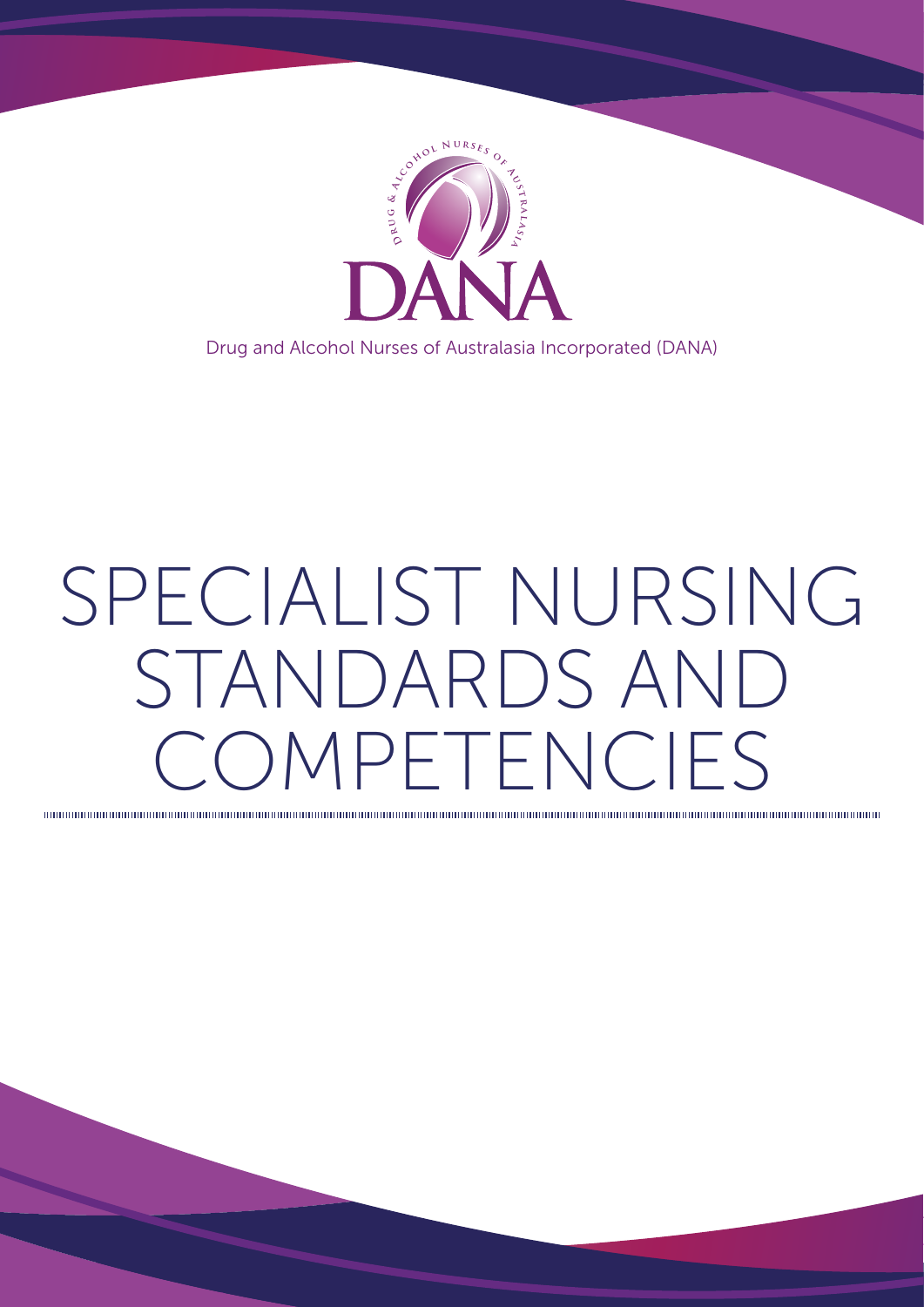DRUG & ALCOHOL NURSES OF AUSTRALASIA

DANA

Drug and Alcohol Nurses of Australasia Incorporated (DANA)

# SPECIALIST NURSING STANDARDS AND COMPETENCIES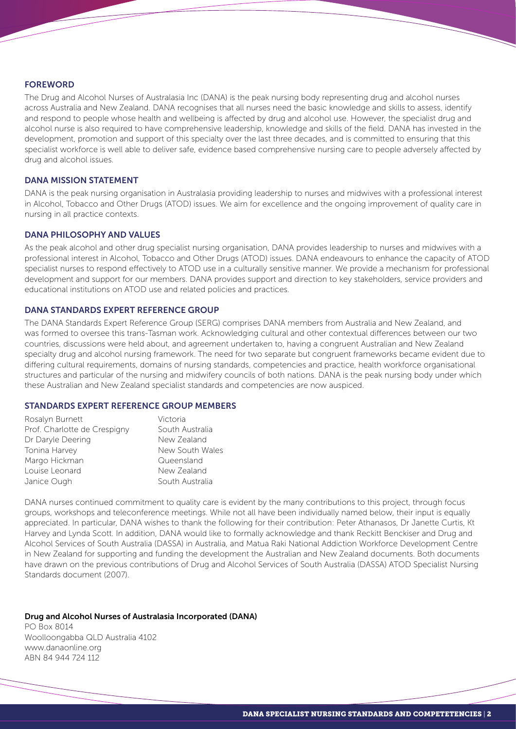## FOREWORD

The Drug and Alcohol Nurses of Australasia Inc (DANA) is the peak nursing body representing drug and alcohol nurses across Australia and New Zealand. DANA recognises that all nurses need the basic knowledge and skills to assess, identify and respond to people whose health and wellbeing is affected by drug and alcohol use. However, the specialist drug and alcohol nurse is also required to have comprehensive leadership, knowledge and skills of the field. DANA has invested in the development, promotion and support of this specialty over the last three decades, and is committed to ensuring that this specialist workforce is well able to deliver safe, evidence based comprehensive nursing care to people adversely affected by drug and alcohol issues.

## DANA MISSION STATEMENT

DANA is the peak nursing organisation in Australasia providing leadership to nurses and midwives with a professional interest in Alcohol, Tobacco and Other Drugs (ATOD) issues. We aim for excellence and the ongoing improvement of quality care in nursing in all practice contexts.

## DANA PHILOSOPHY AND VALUES

As the peak alcohol and other drug specialist nursing organisation, DANA provides leadership to nurses and midwives with a professional interest in Alcohol, Tobacco and Other Drugs (ATOD) issues. DANA endeavours to enhance the capacity of ATOD specialist nurses to respond effectively to ATOD use in a culturally sensitive manner. We provide a mechanism for professional development and support for our members. DANA provides support and direction to key stakeholders, service providers and educational institutions on ATOD use and related policies and practices.

## DANA STANDARDS EXPERT REFERENCE GROUP

The DANA Standards Expert Reference Group (SERG) comprises DANA members from Australia and New Zealand, and was formed to oversee this trans-Tasman work. Acknowledging cultural and other contextual differences between our two countries, discussions were held about, and agreement undertaken to, having a congruent Australian and New Zealand specialty drug and alcohol nursing framework. The need for two separate but congruent frameworks became evident due to differing cultural requirements, domains of nursing standards, competencies and practice, health workforce organisational structures and particular of the nursing and midwifery councils of both nations. DANA is the peak nursing body under which these Australian and New Zealand specialist standards and competencies are now auspiced.

## STANDARDS EXPERT REFERENCE GROUP MEMBERS

| | |
|---|---|
| Rosalyn Burnett | Victoria |
| Prof. Charlotte de Crespigny | South Australia |
| Dr Daryle Deering | New Zealand |
| Tonina Harvey | New South Wales |
| Margo Hickman | Queensland |
| Louise Leonard | New Zealand |
| Janice Ough | South Australia |

DANA nurses continued commitment to quality care is evident by the many contributions to this project, through focus groups, workshops and teleconference meetings. While not all have been individually named below, their input is equally appreciated. In particular, DANA wishes to thank the following for their contribution: Peter Athanasos, Dr Janette Curtis, Kt Harvey and Lynda Scott. In addition, DANA would like to formally acknowledge and thank Reckitt Benckiser and Drug and Alcohol Services of South Australia (DASSA) in Australia, and Matua Raki National Addiction Workforce Development Centre in New Zealand for supporting and funding the development the Australian and New Zealand documents. Both documents have drawn on the previous contributions of Drug and Alcohol Services of South Australia (DASSA) ATOD Specialist Nursing Standards document (2007).

**Drug and Alcohol Nurses of Australasia Incorporated (DANA)**
PO Box 8014
Woolloongabba QLD Australia 4102
www.danaonline.org
ABN 84 944 724 112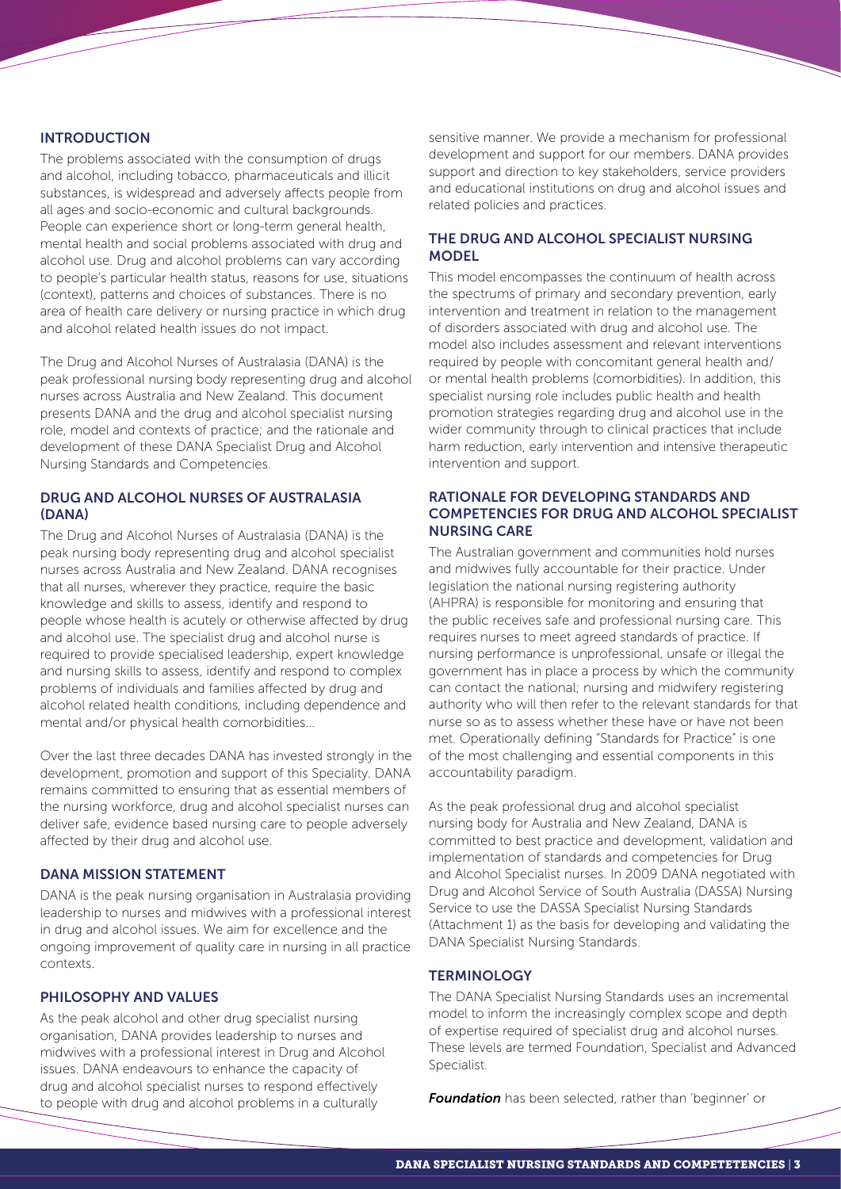## INTRODUCTION

The problems associated with the consumption of drugs and alcohol, including tobacco, pharmaceuticals and illicit substances, is widespread and adversely affects people from all ages and socio-economic and cultural backgrounds. People can experience short or long-term general health, mental health and social problems associated with drug and alcohol use. Drug and alcohol problems can vary according to people's particular health status, reasons for use, situations (context), patterns and choices of substances. There is no area of health care delivery or nursing practice in which drug and alcohol related health issues do not impact.

The Drug and Alcohol Nurses of Australasia (DANA) is the peak professional nursing body representing drug and alcohol nurses across Australia and New Zealand. This document presents DANA and the drug and alcohol specialist nursing role, model and contexts of practice; and the rationale and development of these DANA Specialist Drug and Alcohol Nursing Standards and Competencies.

## DRUG AND ALCOHOL NURSES OF AUSTRALASIA (DANA)

The Drug and Alcohol Nurses of Australasia (DANA) is the peak nursing body representing drug and alcohol specialist nurses across Australia and New Zealand. DANA recognises that all nurses, wherever they practice, require the basic knowledge and skills to assess, identify and respond to people whose health is acutely or otherwise affected by drug and alcohol use. The specialist drug and alcohol nurse is required to provide specialised leadership, expert knowledge and nursing skills to assess, identify and respond to complex problems of individuals and families affected by drug and alcohol related health conditions, including dependence and mental and/or physical health comorbidities...

Over the last three decades DANA has invested strongly in the development, promotion and support of this Speciality. DANA remains committed to ensuring that as essential members of the nursing workforce, drug and alcohol specialist nurses can deliver safe, evidence based nursing care to people adversely affected by their drug and alcohol use.

## DANA MISSION STATEMENT

DANA is the peak nursing organisation in Australasia providing leadership to nurses and midwives with a professional interest in drug and alcohol issues. We aim for excellence and the ongoing improvement of quality care in nursing in all practice contexts.

## PHILOSOPHY AND VALUES

As the peak alcohol and other drug specialist nursing organisation, DANA provides leadership to nurses and midwives with a professional interest in Drug and Alcohol issues. DANA endeavours to enhance the capacity of drug and alcohol specialist nurses to respond effectively to people with drug and alcohol problems in a culturally sensitive manner. We provide a mechanism for professional development and support for our members. DANA provides support and direction to key stakeholders, service providers and educational institutions on drug and alcohol issues and related policies and practices.

## THE DRUG AND ALCOHOL SPECIALIST NURSING MODEL

This model encompasses the continuum of health across the spectrums of primary and secondary prevention, early intervention and treatment in relation to the management of disorders associated with drug and alcohol use. The model also includes assessment and relevant interventions required by people with concomitant general health and/or mental health problems (comorbidities). In addition, this specialist nursing role includes public health and health promotion strategies regarding drug and alcohol use in the wider community through to clinical practices that include harm reduction, early intervention and intensive therapeutic intervention and support.

## RATIONALE FOR DEVELOPING STANDARDS AND COMPETENCIES FOR DRUG AND ALCOHOL SPECIALIST NURSING CARE

The Australian government and communities hold nurses and midwives fully accountable for their practice. Under legislation the national nursing registering authority (AHPRA) is responsible for monitoring and ensuring that the public receives safe and professional nursing care. This requires nurses to meet agreed standards of practice. If nursing performance is unprofessional, unsafe or illegal the government has in place a process by which the community can contact the national; nursing and midwifery registering authority who will then refer to the relevant standards for that nurse so as to assess whether these have or have not been met. Operationally defining "Standards for Practice" is one of the most challenging and essential components in this accountability paradigm.

As the peak professional drug and alcohol specialist nursing body for Australia and New Zealand, DANA is committed to best practice and development, validation and implementation of standards and competencies for Drug and Alcohol Specialist nurses. In 2009 DANA negotiated with Drug and Alcohol Service of South Australia (DASSA) Nursing Service to use the DASSA Specialist Nursing Standards (Attachment 1) as the basis for developing and validating the DANA Specialist Nursing Standards.

## TERMINOLOGY

The DANA Specialist Nursing Standards uses an incremental model to inform the increasingly complex scope and depth of expertise required of specialist drug and alcohol nurses. These levels are termed Foundation, Specialist and Advanced Specialist.

***Foundation*** has been selected, rather than 'beginner' or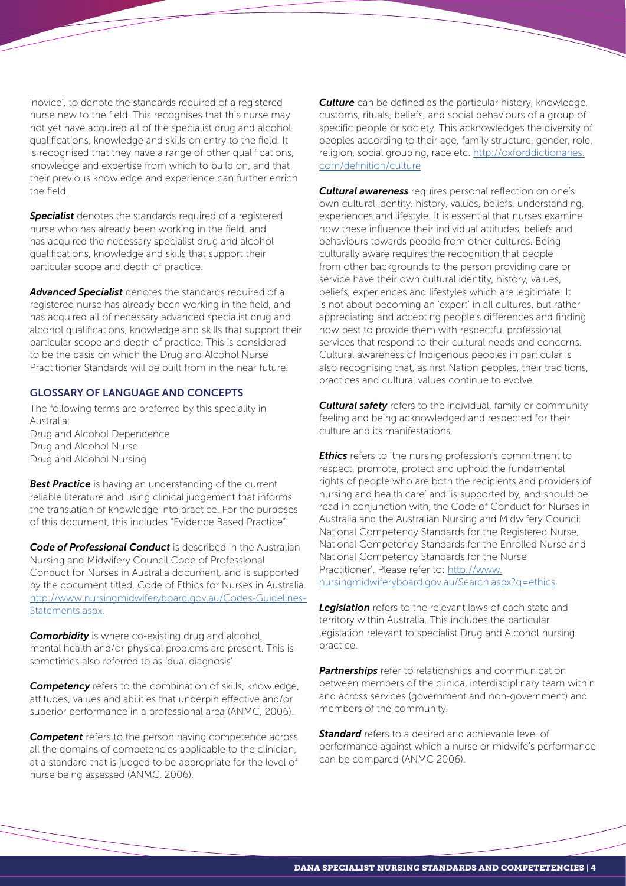'novice', to denote the standards required of a registered nurse new to the field. This recognises that this nurse may not yet have acquired all of the specialist drug and alcohol qualifications, knowledge and skills on entry to the field. It is recognised that they have a range of other qualifications, knowledge and expertise from which to build on, and that their previous knowledge and experience can further enrich the field.

***Specialist*** denotes the standards required of a registered nurse who has already been working in the field, and has acquired the necessary specialist drug and alcohol qualifications, knowledge and skills that support their particular scope and depth of practice.

***Advanced Specialist*** denotes the standards required of a registered nurse has already been working in the field, and has acquired all of necessary advanced specialist drug and alcohol qualifications, knowledge and skills that support their particular scope and depth of practice. This is considered to be the basis on which the Drug and Alcohol Nurse Practitioner Standards will be built from in the near future.

## GLOSSARY OF LANGUAGE AND CONCEPTS

The following terms are preferred by this speciality in Australia:
Drug and Alcohol Dependence
Drug and Alcohol Nurse
Drug and Alcohol Nursing

***Best Practice*** is having an understanding of the current reliable literature and using clinical judgement that informs the translation of knowledge into practice. For the purposes of this document, this includes "Evidence Based Practice".

***Code of Professional Conduct*** is described in the Australian Nursing and Midwifery Council Code of Professional Conduct for Nurses in Australia document, and is supported by the document titled, Code of Ethics for Nurses in Australia. [http://www.nursingmidwiferyboard.gov.au/Codes-Guidelines-Statements.aspx.](http://www.nursingmidwiferyboard.gov.au/Codes-Guidelines-Statements.aspx)

***Comorbidity*** is where co-existing drug and alcohol, mental health and/or physical problems are present. This is sometimes also referred to as 'dual diagnosis'.

***Competency*** refers to the combination of skills, knowledge, attitudes, values and abilities that underpin effective and/or superior performance in a professional area (ANMC, 2006).

***Competent*** refers to the person having competence across all the domains of competencies applicable to the clinician, at a standard that is judged to be appropriate for the level of nurse being assessed (ANMC, 2006).

***Culture*** can be defined as the particular history, knowledge, customs, rituals, beliefs, and social behaviours of a group of specific people or society. This acknowledges the diversity of peoples according to their age, family structure, gender, role, religion, social grouping, race etc. [http://oxforddictionaries.com/definition/culture](http://oxforddictionaries.com/definition/culture)

***Cultural awareness*** requires personal reflection on one's own cultural identity, history, values, beliefs, understanding, experiences and lifestyle. It is essential that nurses examine how these influence their individual attitudes, beliefs and behaviours towards people from other cultures. Being culturally aware requires the recognition that people from other backgrounds to the person providing care or service have their own cultural identity, history, values, beliefs, experiences and lifestyles which are legitimate. It is not about becoming an 'expert' in all cultures, but rather appreciating and accepting people's differences and finding how best to provide them with respectful professional services that respond to their cultural needs and concerns. Cultural awareness of Indigenous peoples in particular is also recognising that, as first Nation peoples, their traditions, practices and cultural values continue to evolve.

***Cultural safety*** refers to the individual, family or community feeling and being acknowledged and respected for their culture and its manifestations.

***Ethics*** refers to 'the nursing profession's commitment to respect, promote, protect and uphold the fundamental rights of people who are both the recipients and providers of nursing and health care' and 'is supported by, and should be read in conjunction with, the Code of Conduct for Nurses in Australia and the Australian Nursing and Midwifery Council National Competency Standards for the Registered Nurse, National Competency Standards for the Enrolled Nurse and National Competency Standards for the Nurse Practitioner'. Please refer to: [http://www.nursingmidwiferyboard.gov.au/Search.aspx?q=ethics](http://www.nursingmidwiferyboard.gov.au/Search.aspx?q=ethics)

***Legislation*** refers to the relevant laws of each state and territory within Australia. This includes the particular legislation relevant to specialist Drug and Alcohol nursing practice.

***Partnerships*** refer to relationships and communication between members of the clinical interdisciplinary team within and across services (government and non-government) and members of the community.

***Standard*** refers to a desired and achievable level of performance against which a nurse or midwife's performance can be compared (ANMC 2006).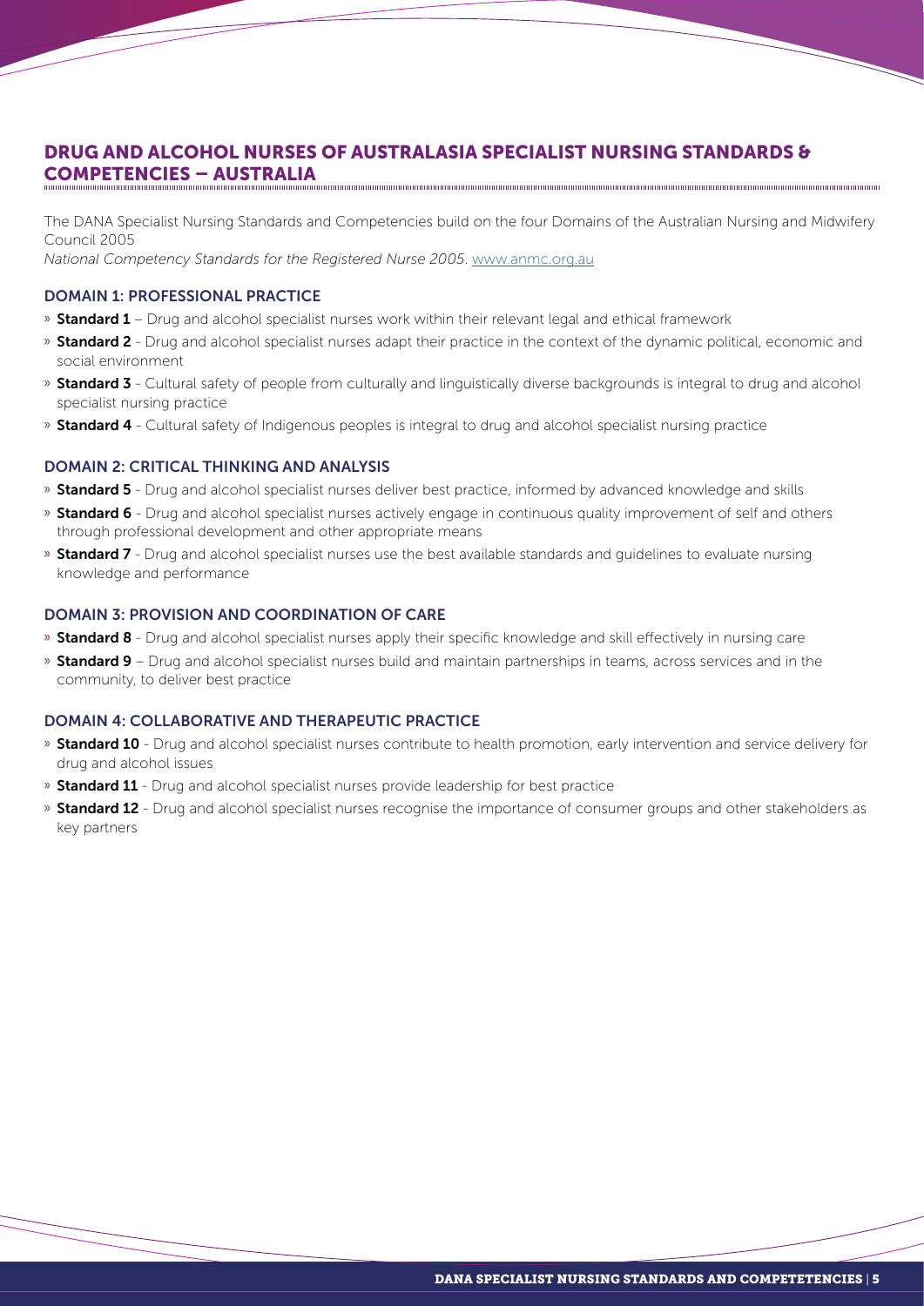## DRUG AND ALCOHOL NURSES OF AUSTRALASIA SPECIALIST NURSING STANDARDS & COMPETENCIES – AUSTRALIA

The DANA Specialist Nursing Standards and Competencies build on the four Domains of the Australian Nursing and Midwifery Council 2005
*National Competency Standards for the Registered Nurse 2005*. www.anmc.org.au

### DOMAIN 1: PROFESSIONAL PRACTICE

- **Standard 1** – Drug and alcohol specialist nurses work within their relevant legal and ethical framework
- **Standard 2** - Drug and alcohol specialist nurses adapt their practice in the context of the dynamic political, economic and social environment
- **Standard 3** - Cultural safety of people from culturally and linguistically diverse backgrounds is integral to drug and alcohol specialist nursing practice
- **Standard 4** - Cultural safety of Indigenous peoples is integral to drug and alcohol specialist nursing practice

### DOMAIN 2: CRITICAL THINKING AND ANALYSIS

- **Standard 5** - Drug and alcohol specialist nurses deliver best practice, informed by advanced knowledge and skills
- **Standard 6** - Drug and alcohol specialist nurses actively engage in continuous quality improvement of self and others through professional development and other appropriate means
- **Standard 7** - Drug and alcohol specialist nurses use the best available standards and guidelines to evaluate nursing knowledge and performance

### DOMAIN 3: PROVISION AND COORDINATION OF CARE

- **Standard 8** - Drug and alcohol specialist nurses apply their specific knowledge and skill effectively in nursing care
- **Standard 9** – Drug and alcohol specialist nurses build and maintain partnerships in teams, across services and in the community, to deliver best practice

### DOMAIN 4: COLLABORATIVE AND THERAPEUTIC PRACTICE

- **Standard 10** - Drug and alcohol specialist nurses contribute to health promotion, early intervention and service delivery for drug and alcohol issues
- **Standard 11** - Drug and alcohol specialist nurses provide leadership for best practice
- **Standard 12** - Drug and alcohol specialist nurses recognise the importance of consumer groups and other stakeholders as key partners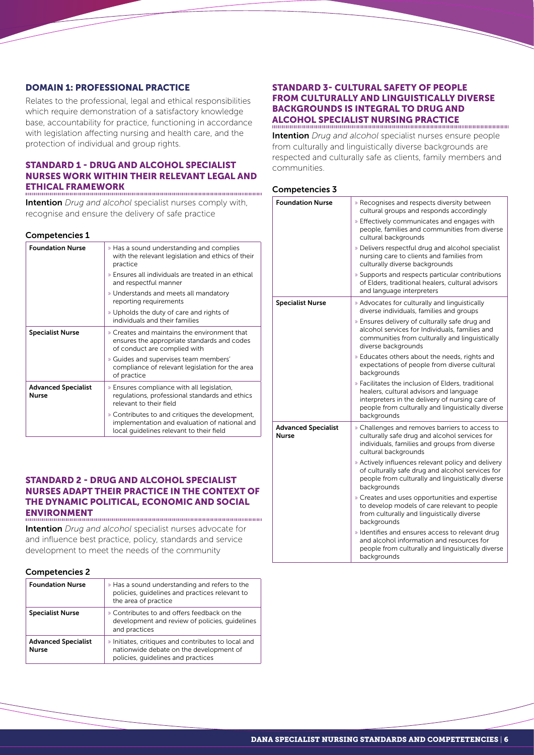## DOMAIN 1: PROFESSIONAL PRACTICE

Relates to the professional, legal and ethical responsibilities which require demonstration of a satisfactory knowledge base, accountability for practice, functioning in accordance with legislation affecting nursing and health care, and the protection of individual and group rights.

### STANDARD 1 - DRUG AND ALCOHOL SPECIALIST NURSES WORK WITHIN THEIR RELEVANT LEGAL AND ETHICAL FRAMEWORK

**Intention** *Drug and alcohol* specialist nurses comply with, recognise and ensure the delivery of safe practice

#### Competencies 1

| | |
|---|---|
| **Foundation Nurse** | » Has a sound understanding and complies with the relevant legislation and ethics of their practice<br>» Ensures all individuals are treated in an ethical and respectful manner<br>» Understands and meets all mandatory reporting requirements<br>» Upholds the duty of care and rights of individuals and their families |
| **Specialist Nurse** | » Creates and maintains the environment that ensures the appropriate standards and codes of conduct are complied with<br>» Guides and supervises team members' compliance of relevant legislation for the area of practice |
| **Advanced Specialist Nurse** | » Ensures compliance with all legislation, regulations, professional standards and ethics relevant to their field<br>» Contributes to and critiques the development, implementation and evaluation of national and local guidelines relevant to their field |

### STANDARD 2 - DRUG AND ALCOHOL SPECIALIST NURSES ADAPT THEIR PRACTICE IN THE CONTEXT OF THE DYNAMIC POLITICAL, ECONOMIC AND SOCIAL ENVIRONMENT

**Intention** *Drug and alcohol* specialist nurses advocate for and influence best practice, policy, standards and service development to meet the needs of the community

#### Competencies 2

| | |
|---|---|
| **Foundation Nurse** | » Has a sound understanding and refers to the policies, guidelines and practices relevant to the area of practice |
| **Specialist Nurse** | » Contributes to and offers feedback on the development and review of policies, guidelines and practices |
| **Advanced Specialist Nurse** | » Initiates, critiques and contributes to local and nationwide debate on the development of policies, guidelines and practices |

### STANDARD 3- CULTURAL SAFETY OF PEOPLE FROM CULTURALLY AND LINGUISTICALLY DIVERSE BACKGROUNDS IS INTEGRAL TO DRUG AND ALCOHOL SPECIALIST NURSING PRACTICE

**Intention** *Drug and alcohol* specialist nurses ensure people from culturally and linguistically diverse backgrounds are respected and culturally safe as clients, family members and communities.

#### Competencies 3

| | |
|---|---|
| **Foundation Nurse** | » Recognises and respects diversity between cultural groups and responds accordingly<br>» Effectively communicates and engages with people, families and communities from diverse cultural backgrounds<br>» Delivers respectful drug and alcohol specialist nursing care to clients and families from culturally diverse backgrounds<br>» Supports and respects particular contributions of Elders, traditional healers, cultural advisors and language interpreters |
| **Specialist Nurse** | » Advocates for culturally and linguistically diverse individuals, families and groups<br>» Ensures delivery of culturally safe drug and alcohol services for Individuals, families and communities from culturally and linguistically diverse backgrounds<br>» Educates others about the needs, rights and expectations of people from diverse cultural backgrounds<br>» Facilitates the inclusion of Elders, traditional healers, cultural advisors and language interpreters in the delivery of nursing care of people from culturally and linguistically diverse backgrounds |
| **Advanced Specialist Nurse** | » Challenges and removes barriers to access to culturally safe drug and alcohol services for individuals, families and groups from diverse cultural backgrounds<br>» Actively influences relevant policy and delivery of culturally safe drug and alcohol services for people from culturally and linguistically diverse backgrounds<br>» Creates and uses opportunities and expertise to develop models of care relevant to people from culturally and linguistically diverse backgrounds<br>» Identifies and ensures access to relevant drug and alcohol information and resources for people from culturally and linguistically diverse backgrounds |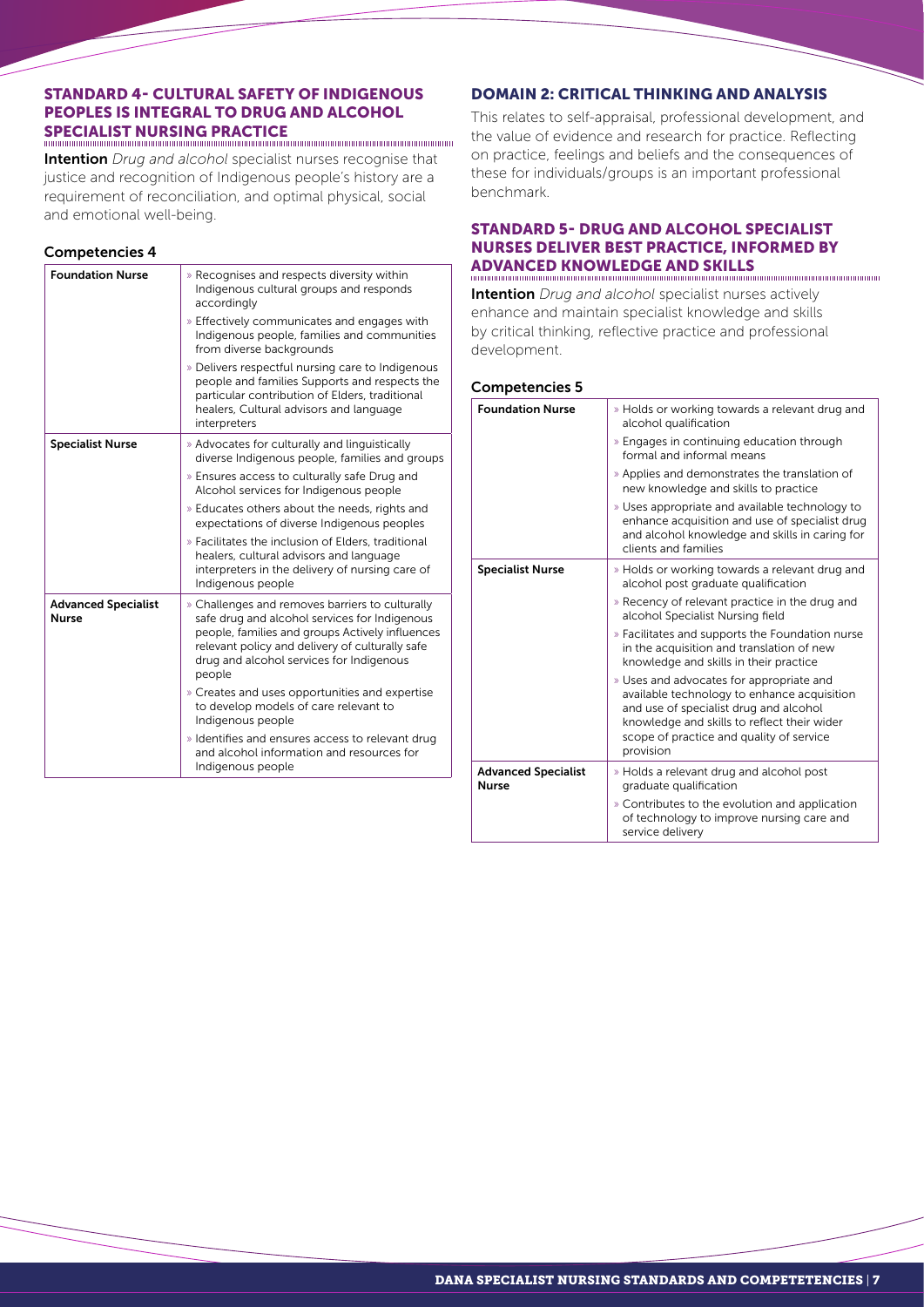## STANDARD 4- CULTURAL SAFETY OF INDIGENOUS PEOPLES IS INTEGRAL TO DRUG AND ALCOHOL SPECIALIST NURSING PRACTICE

**Intention** *Drug and alcohol* specialist nurses recognise that justice and recognition of Indigenous people's history are a requirement of reconciliation, and optimal physical, social and emotional well-being.

### Competencies 4

| | |
|---|---|
| **Foundation Nurse** | » Recognises and respects diversity within Indigenous cultural groups and responds accordingly<br>» Effectively communicates and engages with Indigenous people, families and communities from diverse backgrounds<br>» Delivers respectful nursing care to Indigenous people and families Supports and respects the particular contribution of Elders, traditional healers, Cultural advisors and language interpreters |
| **Specialist Nurse** | » Advocates for culturally and linguistically diverse Indigenous people, families and groups<br>» Ensures access to culturally safe Drug and Alcohol services for Indigenous people<br>» Educates others about the needs, rights and expectations of diverse Indigenous peoples<br>» Facilitates the inclusion of Elders, traditional healers, cultural advisors and language interpreters in the delivery of nursing care of Indigenous people |
| **Advanced Specialist Nurse** | » Challenges and removes barriers to culturally safe drug and alcohol services for Indigenous people, families and groups Actively influences relevant policy and delivery of culturally safe drug and alcohol services for Indigenous people<br>» Creates and uses opportunities and expertise to develop models of care relevant to Indigenous people<br>» Identifies and ensures access to relevant drug and alcohol information and resources for Indigenous people |

## DOMAIN 2: CRITICAL THINKING AND ANALYSIS

This relates to self-appraisal, professional development, and the value of evidence and research for practice. Reflecting on practice, feelings and beliefs and the consequences of these for individuals/groups is an important professional benchmark.

## STANDARD 5- DRUG AND ALCOHOL SPECIALIST NURSES DELIVER BEST PRACTICE, INFORMED BY ADVANCED KNOWLEDGE AND SKILLS

**Intention** *Drug and alcohol* specialist nurses actively enhance and maintain specialist knowledge and skills by critical thinking, reflective practice and professional development.

### Competencies 5

| | |
|---|---|
| **Foundation Nurse** | » Holds or working towards a relevant drug and alcohol qualification<br>» Engages in continuing education through formal and informal means<br>» Applies and demonstrates the translation of new knowledge and skills to practice<br>» Uses appropriate and available technology to enhance acquisition and use of specialist drug and alcohol knowledge and skills in caring for clients and families |
| **Specialist Nurse** | » Holds or working towards a relevant drug and alcohol post graduate qualification<br>» Recency of relevant practice in the drug and alcohol Specialist Nursing field<br>» Facilitates and supports the Foundation nurse in the acquisition and translation of new knowledge and skills in their practice<br>» Uses and advocates for appropriate and available technology to enhance acquisition and use of specialist drug and alcohol knowledge and skills to reflect their wider scope of practice and quality of service provision |
| **Advanced Specialist Nurse** | » Holds a relevant drug and alcohol post graduate qualification<br>» Contributes to the evolution and application of technology to improve nursing care and service delivery |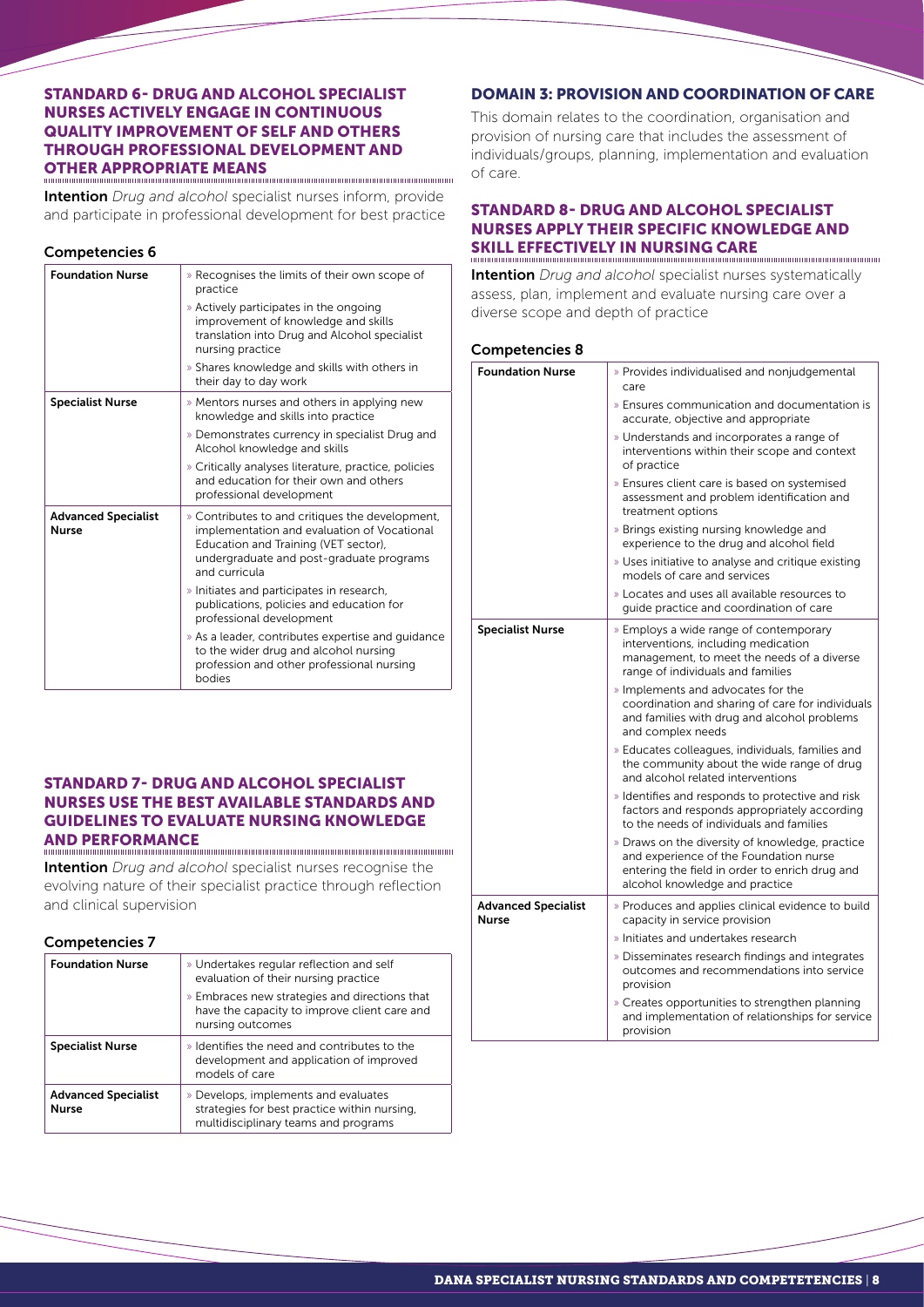## STANDARD 6- DRUG AND ALCOHOL SPECIALIST NURSES ACTIVELY ENGAGE IN CONTINUOUS QUALITY IMPROVEMENT OF SELF AND OTHERS THROUGH PROFESSIONAL DEVELOPMENT AND OTHER APPROPRIATE MEANS

**Intention** *Drug and alcohol* specialist nurses inform, provide and participate in professional development for best practice

### Competencies 6

| | |
|---|---|
| **Foundation Nurse** | » Recognises the limits of their own scope of practice<br>» Actively participates in the ongoing improvement of knowledge and skills translation into Drug and Alcohol specialist nursing practice<br>» Shares knowledge and skills with others in their day to day work |
| **Specialist Nurse** | » Mentors nurses and others in applying new knowledge and skills into practice<br>» Demonstrates currency in specialist Drug and Alcohol knowledge and skills<br>» Critically analyses literature, practice, policies and education for their own and others professional development |
| **Advanced Specialist Nurse** | » Contributes to and critiques the development, implementation and evaluation of Vocational Education and Training (VET sector), undergraduate and post-graduate programs and curricula<br>» Initiates and participates in research, publications, policies and education for professional development<br>» As a leader, contributes expertise and guidance to the wider drug and alcohol nursing profession and other professional nursing bodies |

## STANDARD 7- DRUG AND ALCOHOL SPECIALIST NURSES USE THE BEST AVAILABLE STANDARDS AND GUIDELINES TO EVALUATE NURSING KNOWLEDGE AND PERFORMANCE

**Intention** *Drug and alcohol* specialist nurses recognise the evolving nature of their specialist practice through reflection and clinical supervision

### Competencies 7

| | |
|---|---|
| **Foundation Nurse** | » Undertakes regular reflection and self evaluation of their nursing practice<br>» Embraces new strategies and directions that have the capacity to improve client care and nursing outcomes |
| **Specialist Nurse** | » Identifies the need and contributes to the development and application of improved models of care |
| **Advanced Specialist Nurse** | » Develops, implements and evaluates strategies for best practice within nursing, multidisciplinary teams and programs |

## DOMAIN 3: PROVISION AND COORDINATION OF CARE

This domain relates to the coordination, organisation and provision of nursing care that includes the assessment of individuals/groups, planning, implementation and evaluation of care.

## STANDARD 8- DRUG AND ALCOHOL SPECIALIST NURSES APPLY THEIR SPECIFIC KNOWLEDGE AND SKILL EFFECTIVELY IN NURSING CARE

**Intention** *Drug and alcohol* specialist nurses systematically assess, plan, implement and evaluate nursing care over a diverse scope and depth of practice

### Competencies 8

| | |
|---|---|
| **Foundation Nurse** | » Provides individualised and nonjudgemental care<br>» Ensures communication and documentation is accurate, objective and appropriate<br>» Understands and incorporates a range of interventions within their scope and context of practice<br>» Ensures client care is based on systemised assessment and problem identification and treatment options<br>» Brings existing nursing knowledge and experience to the drug and alcohol field<br>» Uses initiative to analyse and critique existing models of care and services<br>» Locates and uses all available resources to guide practice and coordination of care |
| **Specialist Nurse** | » Employs a wide range of contemporary interventions, including medication management, to meet the needs of a diverse range of individuals and families<br>» Implements and advocates for the coordination and sharing of care for individuals and families with drug and alcohol problems and complex needs<br>» Educates colleagues, individuals, families and the community about the wide range of drug and alcohol related interventions<br>» Identifies and responds to protective and risk factors and responds appropriately according to the needs of individuals and families<br>» Draws on the diversity of knowledge, practice and experience of the Foundation nurse entering the field in order to enrich drug and alcohol knowledge and practice |
| **Advanced Specialist Nurse** | » Produces and applies clinical evidence to build capacity in service provision<br>» Initiates and undertakes research<br>» Disseminates research findings and integrates outcomes and recommendations into service provision<br>» Creates opportunities to strengthen planning and implementation of relationships for service provision |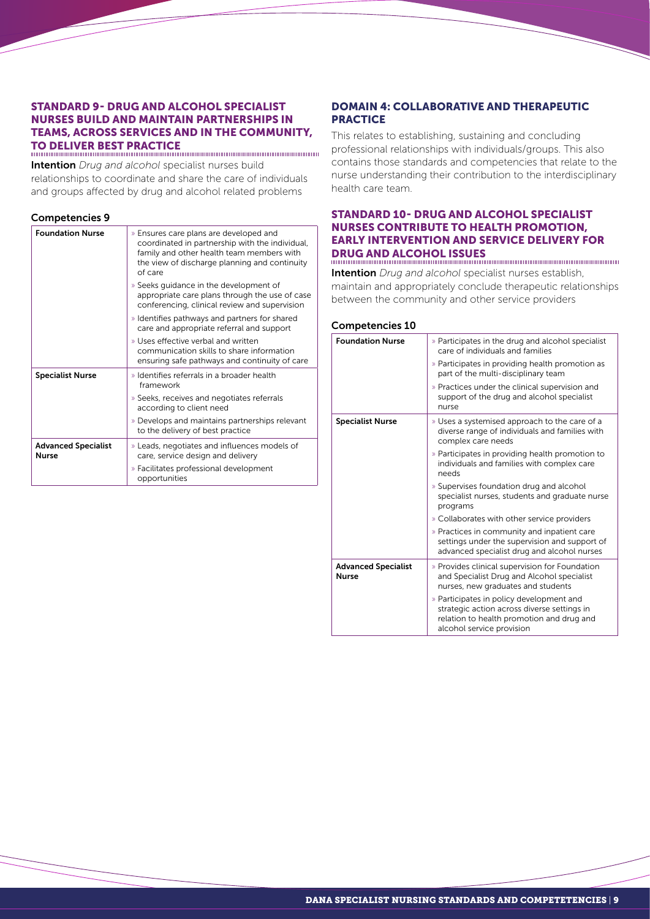## STANDARD 9- DRUG AND ALCOHOL SPECIALIST NURSES BUILD AND MAINTAIN PARTNERSHIPS IN TEAMS, ACROSS SERVICES AND IN THE COMMUNITY, TO DELIVER BEST PRACTICE

**Intention** *Drug and alcohol* specialist nurses build relationships to coordinate and share the care of individuals and groups affected by drug and alcohol related problems

### Competencies 9

| | |
|---|---|
| **Foundation Nurse** | » Ensures care plans are developed and coordinated in partnership with the individual, family and other health team members with the view of discharge planning and continuity of care<br>» Seeks guidance in the development of appropriate care plans through the use of case conferencing, clinical review and supervision<br>» Identifies pathways and partners for shared care and appropriate referral and support<br>» Uses effective verbal and written communication skills to share information ensuring safe pathways and continuity of care |
| **Specialist Nurse** | » Identifies referrals in a broader health framework<br>» Seeks, receives and negotiates referrals according to client need<br>» Develops and maintains partnerships relevant to the delivery of best practice |
| **Advanced Specialist Nurse** | » Leads, negotiates and influences models of care, service design and delivery<br>» Facilitates professional development opportunities |

## DOMAIN 4: COLLABORATIVE AND THERAPEUTIC PRACTICE

This relates to establishing, sustaining and concluding professional relationships with individuals/groups. This also contains those standards and competencies that relate to the nurse understanding their contribution to the interdisciplinary health care team.

## STANDARD 10- DRUG AND ALCOHOL SPECIALIST NURSES CONTRIBUTE TO HEALTH PROMOTION, EARLY INTERVENTION AND SERVICE DELIVERY FOR DRUG AND ALCOHOL ISSUES

**Intention** *Drug and alcohol* specialist nurses establish, maintain and appropriately conclude therapeutic relationships between the community and other service providers

### Competencies 10

| | |
|---|---|
| **Foundation Nurse** | » Participates in the drug and alcohol specialist care of individuals and families<br>» Participates in providing health promotion as part of the multi-disciplinary team<br>» Practices under the clinical supervision and support of the drug and alcohol specialist nurse |
| **Specialist Nurse** | » Uses a systemised approach to the care of a diverse range of individuals and families with complex care needs<br>» Participates in providing health promotion to individuals and families with complex care needs<br>» Supervises foundation drug and alcohol specialist nurses, students and graduate nurse programs<br>» Collaborates with other service providers<br>» Practices in community and inpatient care settings under the supervision and support of advanced specialist drug and alcohol nurses |
| **Advanced Specialist Nurse** | » Provides clinical supervision for Foundation and Specialist Drug and Alcohol specialist nurses, new graduates and students<br>» Participates in policy development and strategic action across diverse settings in relation to health promotion and drug and alcohol service provision |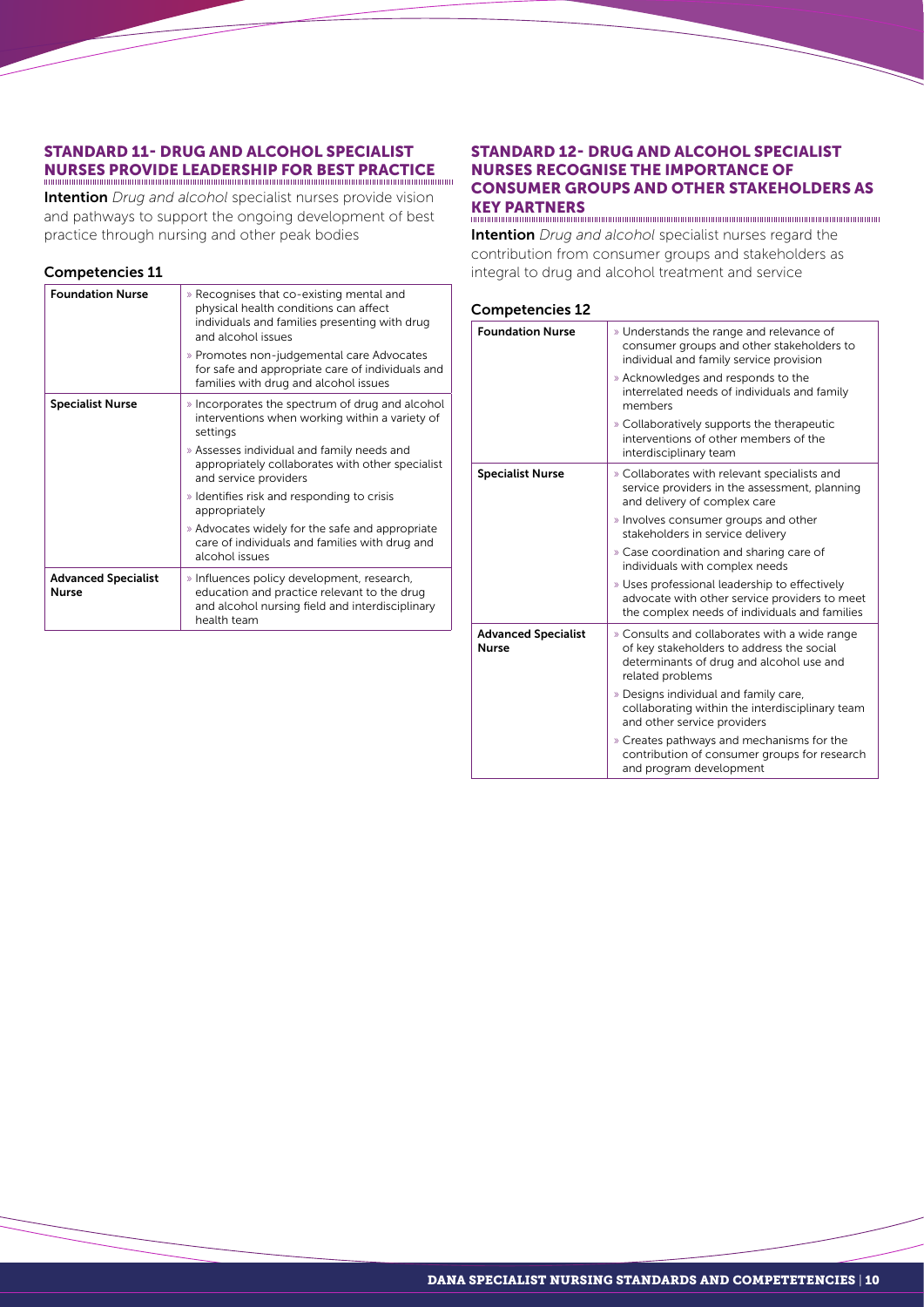## STANDARD 11- DRUG AND ALCOHOL SPECIALIST NURSES PROVIDE LEADERSHIP FOR BEST PRACTICE

**Intention** *Drug and alcohol* specialist nurses provide vision and pathways to support the ongoing development of best practice through nursing and other peak bodies

### Competencies 11

| | |
|---|---|
| **Foundation Nurse** | » Recognises that co-existing mental and physical health conditions can affect individuals and families presenting with drug and alcohol issues<br>» Promotes non-judgemental care Advocates for safe and appropriate care of individuals and families with drug and alcohol issues |
| **Specialist Nurse** | » Incorporates the spectrum of drug and alcohol interventions when working within a variety of settings<br>» Assesses individual and family needs and appropriately collaborates with other specialist and service providers<br>» Identifies risk and responding to crisis appropriately<br>» Advocates widely for the safe and appropriate care of individuals and families with drug and alcohol issues |
| **Advanced Specialist Nurse** | » Influences policy development, research, education and practice relevant to the drug and alcohol nursing field and interdisciplinary health team |

## STANDARD 12- DRUG AND ALCOHOL SPECIALIST NURSES RECOGNISE THE IMPORTANCE OF CONSUMER GROUPS AND OTHER STAKEHOLDERS AS KEY PARTNERS

**Intention** *Drug and alcohol* specialist nurses regard the contribution from consumer groups and stakeholders as integral to drug and alcohol treatment and service

### Competencies 12

| | |
|---|---|
| **Foundation Nurse** | » Understands the range and relevance of consumer groups and other stakeholders to individual and family service provision<br>» Acknowledges and responds to the interrelated needs of individuals and family members<br>» Collaboratively supports the therapeutic interventions of other members of the interdisciplinary team |
| **Specialist Nurse** | » Collaborates with relevant specialists and service providers in the assessment, planning and delivery of complex care<br>» Involves consumer groups and other stakeholders in service delivery<br>» Case coordination and sharing care of individuals with complex needs<br>» Uses professional leadership to effectively advocate with other service providers to meet the complex needs of individuals and families |
| **Advanced Specialist Nurse** | » Consults and collaborates with a wide range of key stakeholders to address the social determinants of drug and alcohol use and related problems<br>» Designs individual and family care, collaborating within the interdisciplinary team and other service providers<br>» Creates pathways and mechanisms for the contribution of consumer groups for research and program development |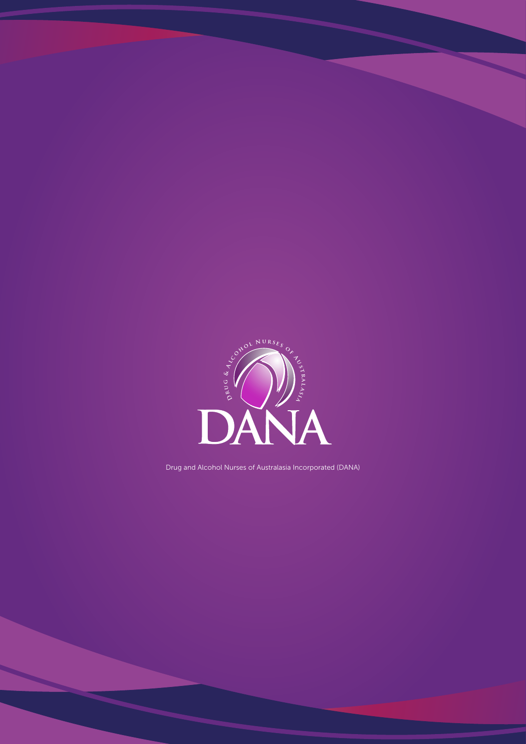DRUG & ALCOHOL NURSES OF AUSTRALASIA

DANA

Drug and Alcohol Nurses of Australasia Incorporated (DANA)